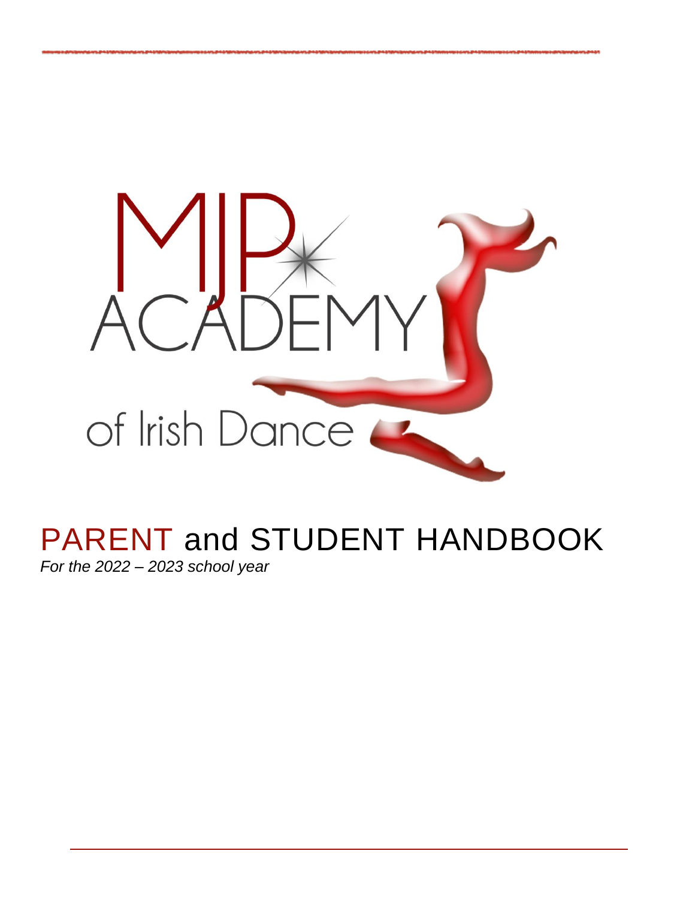MJP ACADEMY

of Irish Dance

# PARENT and STUDENT HANDBOOK

*For the 2022 – 2023 school year*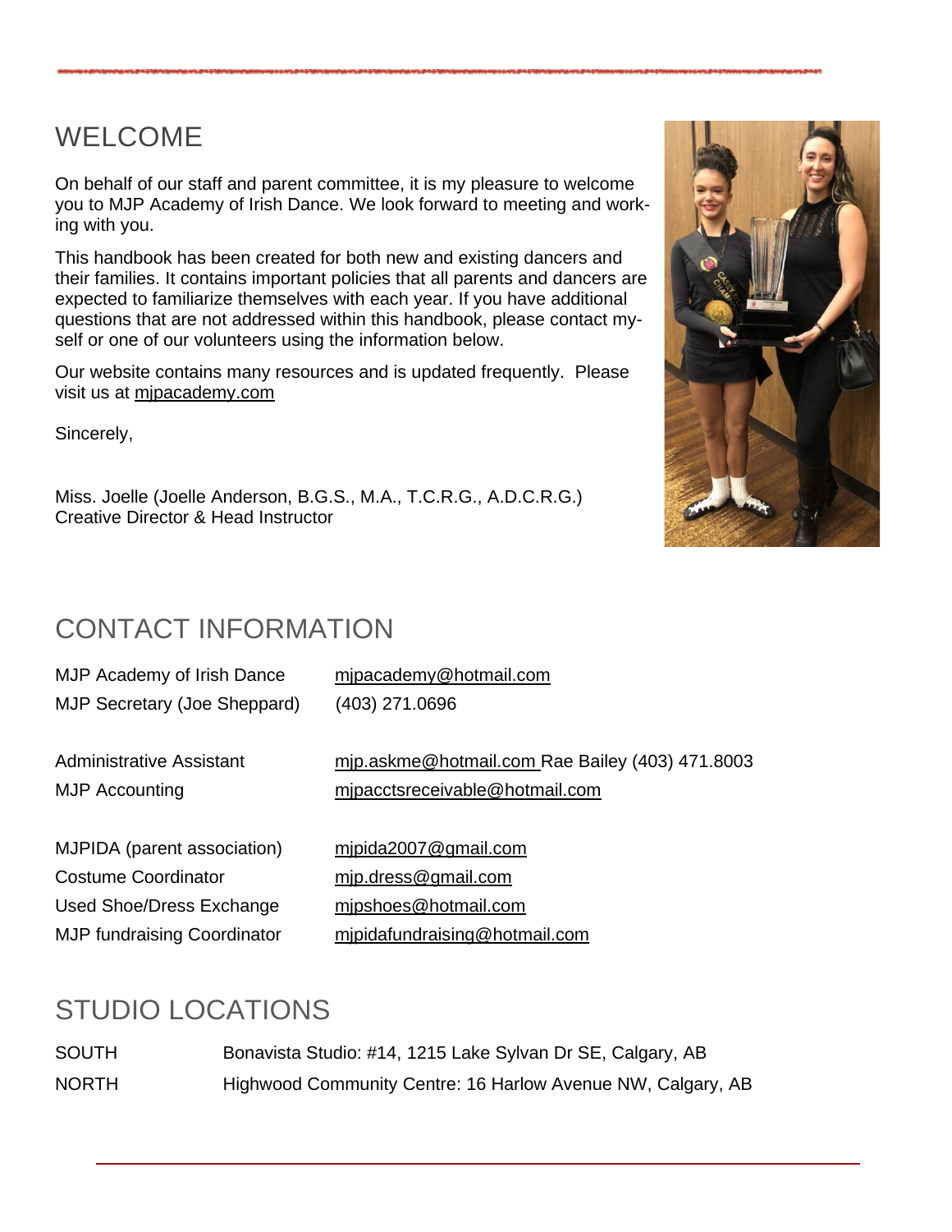## WELCOME

On behalf of our staff and parent committee, it is my pleasure to welcome you to MJP Academy of Irish Dance. We look forward to meeting and working with you.

This handbook has been created for both new and existing dancers and their families. It contains important policies that all parents and dancers are expected to familiarize themselves with each year. If you have additional questions that are not addressed within this handbook, please contact myself or one of our volunteers using the information below.

Our website contains many resources and is updated frequently. Please visit us at mjpacademy.com

Sincerely,

Miss. Joelle (Joelle Anderson, B.G.S., M.A., T.C.R.G., A.D.C.R.G.)
Creative Director & Head Instructor

## CONTACT INFORMATION

| | |
|---|---|
| MJP Academy of Irish Dance | mjpacademy@hotmail.com |
| MJP Secretary (Joe Sheppard) | (403) 271.0696 |
| Administrative Assistant | mjp.askme@hotmail.com Rae Bailey (403) 471.8003 |
| MJP Accounting | mjpacctsreceivable@hotmail.com |
| MJPIDA (parent association) | mjpida2007@gmail.com |
| Costume Coordinator | mjp.dress@gmail.com |
| Used Shoe/Dress Exchange | mjpshoes@hotmail.com |
| MJP fundraising Coordinator | mjpidafundraising@hotmail.com |

## STUDIO LOCATIONS

| | |
|---|---|
| SOUTH | Bonavista Studio: #14, 1215 Lake Sylvan Dr SE, Calgary, AB |
| NORTH | Highwood Community Centre: 16 Harlow Avenue NW, Calgary, AB |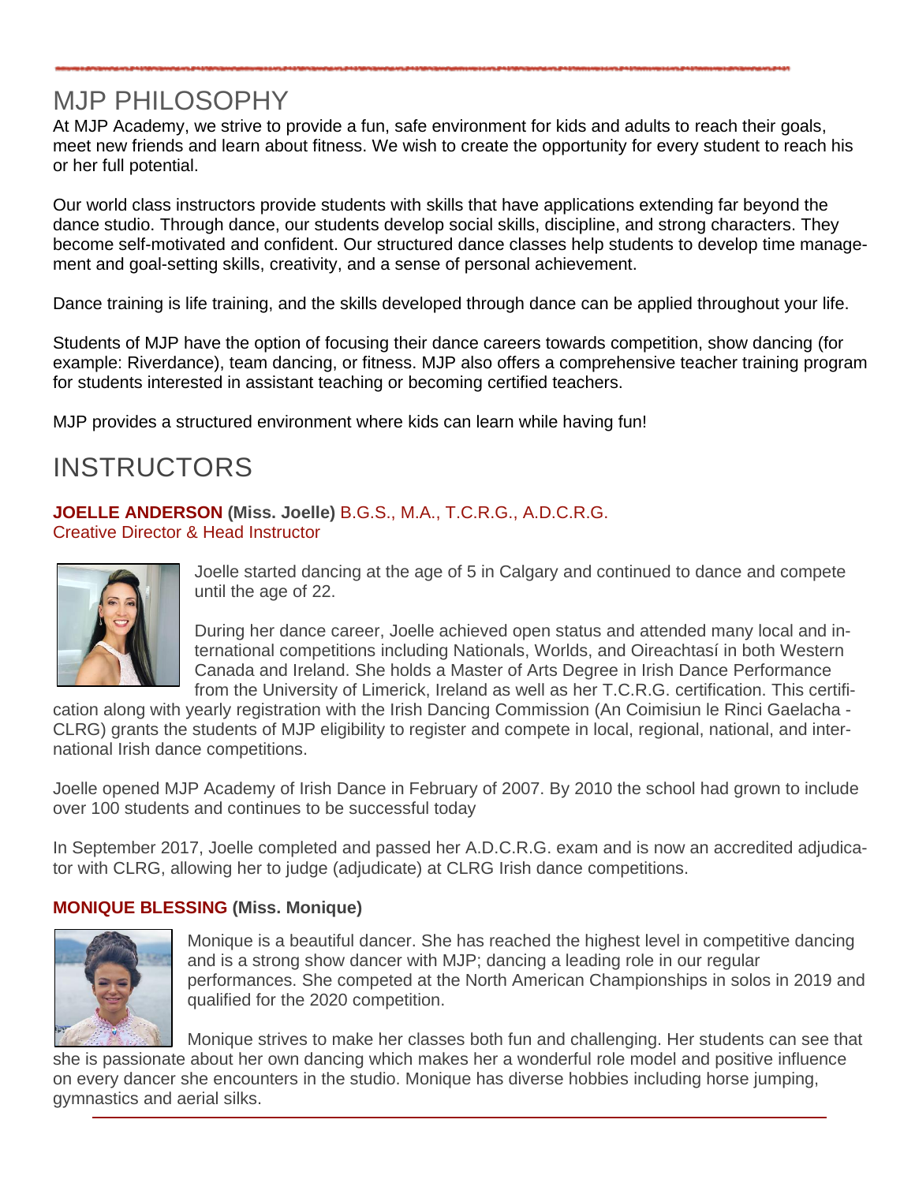# MJP PHILOSOPHY

At MJP Academy, we strive to provide a fun, safe environment for kids and adults to reach their goals, meet new friends and learn about fitness. We wish to create the opportunity for every student to reach his or her full potential.

Our world class instructors provide students with skills that have applications extending far beyond the dance studio. Through dance, our students develop social skills, discipline, and strong characters. They become self-motivated and confident. Our structured dance classes help students to develop time management and goal-setting skills, creativity, and a sense of personal achievement.

Dance training is life training, and the skills developed through dance can be applied throughout your life.

Students of MJP have the option of focusing their dance careers towards competition, show dancing (for example: Riverdance), team dancing, or fitness. MJP also offers a comprehensive teacher training program for students interested in assistant teaching or becoming certified teachers.

MJP provides a structured environment where kids can learn while having fun!

# INSTRUCTORS

**JOELLE ANDERSON (Miss. Joelle)** B.G.S., M.A., T.C.R.G., A.D.C.R.G.
Creative Director & Head Instructor

Joelle started dancing at the age of 5 in Calgary and continued to dance and compete until the age of 22.

During her dance career, Joelle achieved open status and attended many local and international competitions including Nationals, Worlds, and Oireachtasí in both Western Canada and Ireland. She holds a Master of Arts Degree in Irish Dance Performance from the University of Limerick, Ireland as well as her T.C.R.G. certification. This certification along with yearly registration with the Irish Dancing Commission (An Coimisiun le Rinci Gaelacha - CLRG) grants the students of MJP eligibility to register and compete in local, regional, national, and international Irish dance competitions.

Joelle opened MJP Academy of Irish Dance in February of 2007. By 2010 the school had grown to include over 100 students and continues to be successful today

In September 2017, Joelle completed and passed her A.D.C.R.G. exam and is now an accredited adjudicator with CLRG, allowing her to judge (adjudicate) at CLRG Irish dance competitions.

**MONIQUE BLESSING (Miss. Monique)**

Monique is a beautiful dancer. She has reached the highest level in competitive dancing and is a strong show dancer with MJP; dancing a leading role in our regular performances. She competed at the North American Championships in solos in 2019 and qualified for the 2020 competition.

Monique strives to make her classes both fun and challenging. Her students can see that she is passionate about her own dancing which makes her a wonderful role model and positive influence on every dancer she encounters in the studio. Monique has diverse hobbies including horse jumping, gymnastics and aerial silks.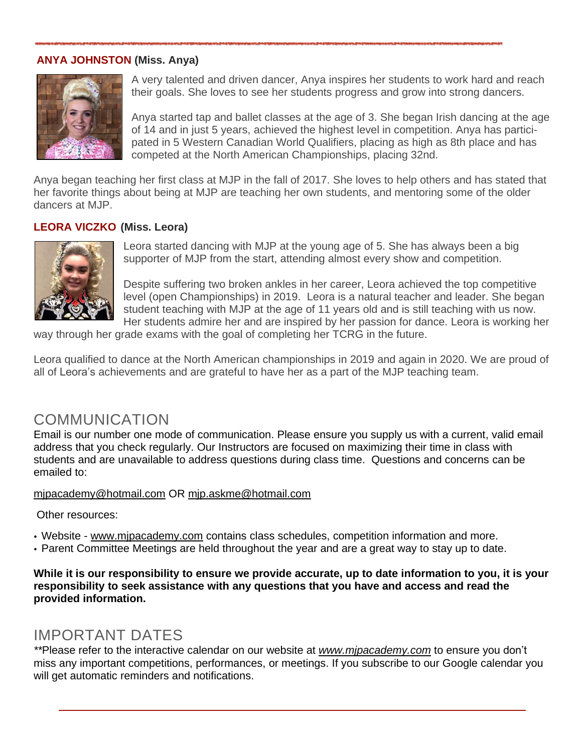**ANYA JOHNSTON (Miss. Anya)**

A very talented and driven dancer, Anya inspires her students to work hard and reach their goals. She loves to see her students progress and grow into strong dancers.

Anya started tap and ballet classes at the age of 3. She began Irish dancing at the age of 14 and in just 5 years, achieved the highest level in competition. Anya has participated in 5 Western Canadian World Qualifiers, placing as high as 8th place and has competed at the North American Championships, placing 32nd.

Anya began teaching her first class at MJP in the fall of 2017. She loves to help others and has stated that her favorite things about being at MJP are teaching her own students, and mentoring some of the older dancers at MJP.

**LEORA VICZKO (Miss. Leora)**

Leora started dancing with MJP at the young age of 5. She has always been a big supporter of MJP from the start, attending almost every show and competition.

Despite suffering two broken ankles in her career, Leora achieved the top competitive level (open Championships) in 2019. Leora is a natural teacher and leader. She began student teaching with MJP at the age of 11 years old and is still teaching with us now. Her students admire her and are inspired by her passion for dance. Leora is working her way through her grade exams with the goal of completing her TCRG in the future.

Leora qualified to dance at the North American championships in 2019 and again in 2020. We are proud of all of Leora's achievements and are grateful to have her as a part of the MJP teaching team.

## COMMUNICATION

Email is our number one mode of communication. Please ensure you supply us with a current, valid email address that you check regularly. Our Instructors are focused on maximizing their time in class with students and are unavailable to address questions during class time. Questions and concerns can be emailed to:

mjpacademy@hotmail.com OR mjp.askme@hotmail.com

Other resources:

- Website - www.mjpacademy.com contains class schedules, competition information and more.
- Parent Committee Meetings are held throughout the year and are a great way to stay up to date.

**While it is our responsibility to ensure we provide accurate, up to date information to you, it is your responsibility to seek assistance with any questions that you have and access and read the provided information.**

## IMPORTANT DATES

**Please refer to the interactive calendar on our website at *www.mjpacademy.com* to ensure you don't miss any important competitions, performances, or meetings. If you subscribe to our Google calendar you will get automatic reminders and notifications.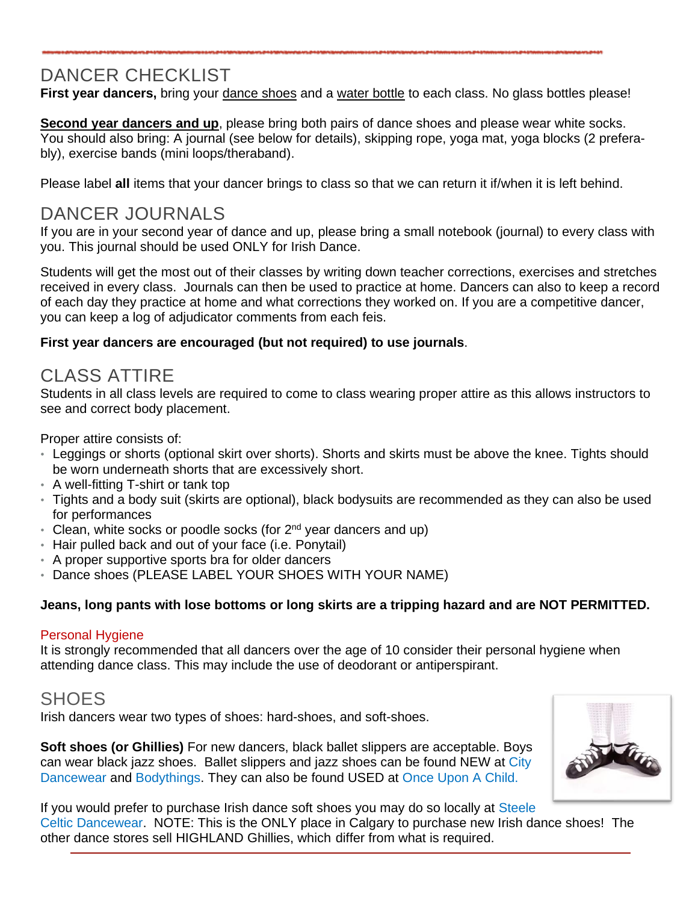## DANCER CHECKLIST

**First year dancers,** bring your <u>dance shoes</u> and a <u>water bottle</u> to each class. No glass bottles please!

**<u>Second year dancers and up</u>**, please bring both pairs of dance shoes and please wear white socks. You should also bring: A journal (see below for details), skipping rope, yoga mat, yoga blocks (2 preferably), exercise bands (mini loops/theraband).

Please label **all** items that your dancer brings to class so that we can return it if/when it is left behind.

## DANCER JOURNALS

If you are in your second year of dance and up, please bring a small notebook (journal) to every class with you. This journal should be used ONLY for Irish Dance.

Students will get the most out of their classes by writing down teacher corrections, exercises and stretches received in every class. Journals can then be used to practice at home. Dancers can also to keep a record of each day they practice at home and what corrections they worked on. If you are a competitive dancer, you can keep a log of adjudicator comments from each feis.

**First year dancers are encouraged (but not required) to use journals**.

## CLASS ATTIRE

Students in all class levels are required to come to class wearing proper attire as this allows instructors to see and correct body placement.

Proper attire consists of:

- Leggings or shorts (optional skirt over shorts). Shorts and skirts must be above the knee. Tights should be worn underneath shorts that are excessively short.
- A well-fitting T-shirt or tank top
- Tights and a body suit (skirts are optional), black bodysuits are recommended as they can also be used for performances
- Clean, white socks or poodle socks (for 2nd year dancers and up)
- Hair pulled back and out of your face (i.e. Ponytail)
- A proper supportive sports bra for older dancers
- Dance shoes (PLEASE LABEL YOUR SHOES WITH YOUR NAME)

**Jeans, long pants with lose bottoms or long skirts are a tripping hazard and are NOT PERMITTED.**

### Personal Hygiene

It is strongly recommended that all dancers over the age of 10 consider their personal hygiene when attending dance class. This may include the use of deodorant or antiperspirant.

## SHOES

Irish dancers wear two types of shoes: hard-shoes, and soft-shoes.

**Soft shoes (or Ghillies)** For new dancers, black ballet slippers are acceptable. Boys can wear black jazz shoes. Ballet slippers and jazz shoes can be found NEW at City Dancewear and Bodythings. They can also be found USED at Once Upon A Child.

If you would prefer to purchase Irish dance soft shoes you may do so locally at Steele Celtic Dancewear. NOTE: This is the ONLY place in Calgary to purchase new Irish dance shoes! The other dance stores sell HIGHLAND Ghillies, which differ from what is required.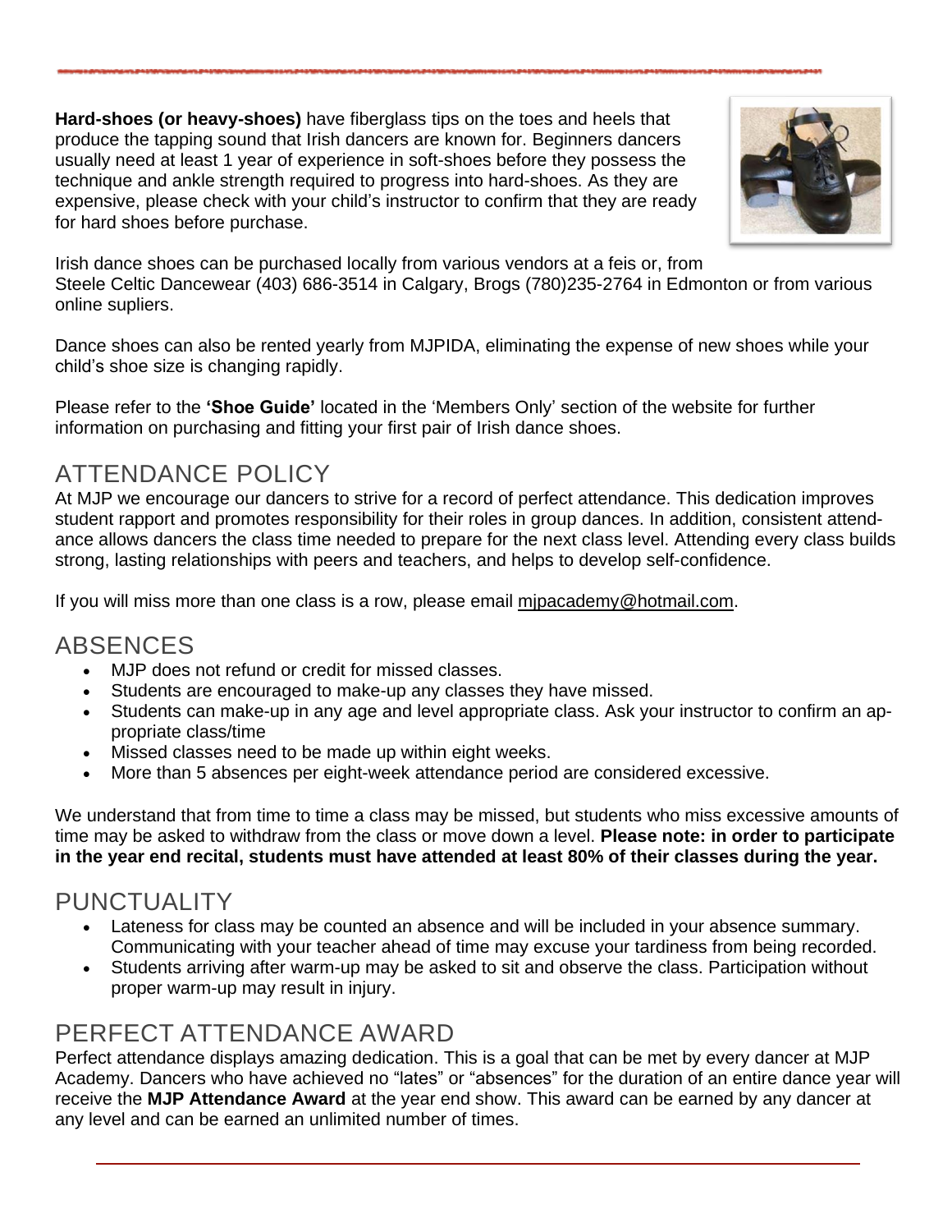**Hard-shoes (or heavy-shoes)** have fiberglass tips on the toes and heels that produce the tapping sound that Irish dancers are known for. Beginners dancers usually need at least 1 year of experience in soft-shoes before they possess the technique and ankle strength required to progress into hard-shoes. As they are expensive, please check with your child's instructor to confirm that they are ready for hard shoes before purchase.

Irish dance shoes can be purchased locally from various vendors at a feis or, from Steele Celtic Dancewear (403) 686-3514 in Calgary, Brogs (780)235-2764 in Edmonton or from various online supliers.

Dance shoes can also be rented yearly from MJPIDA, eliminating the expense of new shoes while your child's shoe size is changing rapidly.

Please refer to the **'Shoe Guide'** located in the 'Members Only' section of the website for further information on purchasing and fitting your first pair of Irish dance shoes.

## ATTENDANCE POLICY

At MJP we encourage our dancers to strive for a record of perfect attendance. This dedication improves student rapport and promotes responsibility for their roles in group dances. In addition, consistent attendance allows dancers the class time needed to prepare for the next class level. Attending every class builds strong, lasting relationships with peers and teachers, and helps to develop self-confidence.

If you will miss more than one class is a row, please email mjpacademy@hotmail.com.

## ABSENCES

- MJP does not refund or credit for missed classes.
- Students are encouraged to make-up any classes they have missed.
- Students can make-up in any age and level appropriate class. Ask your instructor to confirm an appropriate class/time
- Missed classes need to be made up within eight weeks.
- More than 5 absences per eight-week attendance period are considered excessive.

We understand that from time to time a class may be missed, but students who miss excessive amounts of time may be asked to withdraw from the class or move down a level. **Please note: in order to participate in the year end recital, students must have attended at least 80% of their classes during the year.**

## PUNCTUALITY

- Lateness for class may be counted an absence and will be included in your absence summary. Communicating with your teacher ahead of time may excuse your tardiness from being recorded.
- Students arriving after warm-up may be asked to sit and observe the class. Participation without proper warm-up may result in injury.

## PERFECT ATTENDANCE AWARD

Perfect attendance displays amazing dedication. This is a goal that can be met by every dancer at MJP Academy. Dancers who have achieved no "lates" or "absences" for the duration of an entire dance year will receive the **MJP Attendance Award** at the year end show. This award can be earned by any dancer at any level and can be earned an unlimited number of times.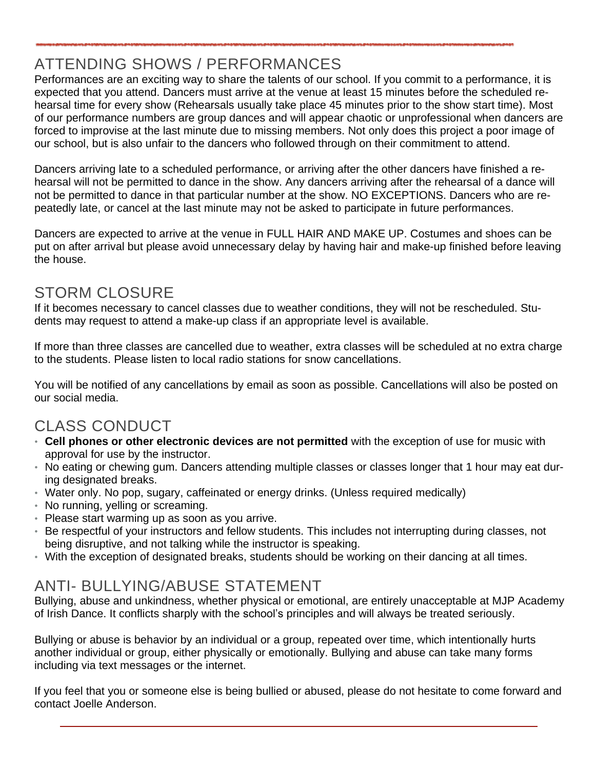## ATTENDING SHOWS / PERFORMANCES

Performances are an exciting way to share the talents of our school. If you commit to a performance, it is expected that you attend. Dancers must arrive at the venue at least 15 minutes before the scheduled rehearsal time for every show (Rehearsals usually take place 45 minutes prior to the show start time). Most of our performance numbers are group dances and will appear chaotic or unprofessional when dancers are forced to improvise at the last minute due to missing members. Not only does this project a poor image of our school, but is also unfair to the dancers who followed through on their commitment to attend.

Dancers arriving late to a scheduled performance, or arriving after the other dancers have finished a rehearsal will not be permitted to dance in the show. Any dancers arriving after the rehearsal of a dance will not be permitted to dance in that particular number at the show. NO EXCEPTIONS. Dancers who are repeatedly late, or cancel at the last minute may not be asked to participate in future performances.

Dancers are expected to arrive at the venue in FULL HAIR AND MAKE UP. Costumes and shoes can be put on after arrival but please avoid unnecessary delay by having hair and make-up finished before leaving the house.

## STORM CLOSURE

If it becomes necessary to cancel classes due to weather conditions, they will not be rescheduled. Students may request to attend a make-up class if an appropriate level is available.

If more than three classes are cancelled due to weather, extra classes will be scheduled at no extra charge to the students. Please listen to local radio stations for snow cancellations.

You will be notified of any cancellations by email as soon as possible. Cancellations will also be posted on our social media.

## CLASS CONDUCT

- **Cell phones or other electronic devices are not permitted** with the exception of use for music with approval for use by the instructor.
- No eating or chewing gum. Dancers attending multiple classes or classes longer that 1 hour may eat during designated breaks.
- Water only. No pop, sugary, caffeinated or energy drinks. (Unless required medically)
- No running, yelling or screaming.
- Please start warming up as soon as you arrive.
- Be respectful of your instructors and fellow students. This includes not interrupting during classes, not being disruptive, and not talking while the instructor is speaking.
- With the exception of designated breaks, students should be working on their dancing at all times.

## ANTI- BULLYING/ABUSE STATEMENT

Bullying, abuse and unkindness, whether physical or emotional, are entirely unacceptable at MJP Academy of Irish Dance. It conflicts sharply with the school's principles and will always be treated seriously.

Bullying or abuse is behavior by an individual or a group, repeated over time, which intentionally hurts another individual or group, either physically or emotionally. Bullying and abuse can take many forms including via text messages or the internet.

If you feel that you or someone else is being bullied or abused, please do not hesitate to come forward and contact Joelle Anderson.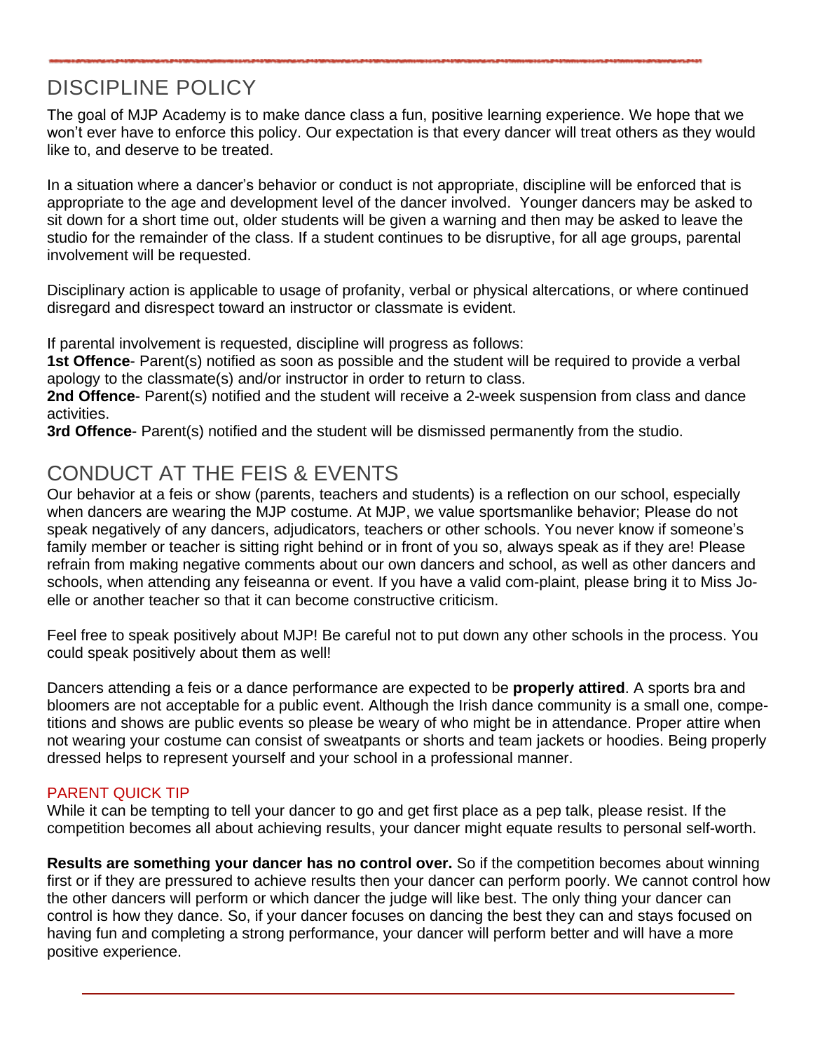## DISCIPLINE POLICY

The goal of MJP Academy is to make dance class a fun, positive learning experience. We hope that we won't ever have to enforce this policy. Our expectation is that every dancer will treat others as they would like to, and deserve to be treated.

In a situation where a dancer's behavior or conduct is not appropriate, discipline will be enforced that is appropriate to the age and development level of the dancer involved. Younger dancers may be asked to sit down for a short time out, older students will be given a warning and then may be asked to leave the studio for the remainder of the class. If a student continues to be disruptive, for all age groups, parental involvement will be requested.

Disciplinary action is applicable to usage of profanity, verbal or physical altercations, or where continued disregard and disrespect toward an instructor or classmate is evident.

If parental involvement is requested, discipline will progress as follows:
**1st Offence**- Parent(s) notified as soon as possible and the student will be required to provide a verbal apology to the classmate(s) and/or instructor in order to return to class.
**2nd Offence**- Parent(s) notified and the student will receive a 2-week suspension from class and dance activities.
**3rd Offence**- Parent(s) notified and the student will be dismissed permanently from the studio.

## CONDUCT AT THE FEIS & EVENTS

Our behavior at a feis or show (parents, teachers and students) is a reflection on our school, especially when dancers are wearing the MJP costume. At MJP, we value sportsmanlike behavior; Please do not speak negatively of any dancers, adjudicators, teachers or other schools. You never know if someone's family member or teacher is sitting right behind or in front of you so, always speak as if they are! Please refrain from making negative comments about our own dancers and school, as well as other dancers and schools, when attending any feiseanna or event. If you have a valid complaint, please bring it to Miss Joelle or another teacher so that it can become constructive criticism.

Feel free to speak positively about MJP! Be careful not to put down any other schools in the process. You could speak positively about them as well!

Dancers attending a feis or a dance performance are expected to be **properly attired**. A sports bra and bloomers are not acceptable for a public event. Although the Irish dance community is a small one, competitions and shows are public events so please be weary of who might be in attendance. Proper attire when not wearing your costume can consist of sweatpants or shorts and team jackets or hoodies. Being properly dressed helps to represent yourself and your school in a professional manner.

### PARENT QUICK TIP

While it can be tempting to tell your dancer to go and get first place as a pep talk, please resist. If the competition becomes all about achieving results, your dancer might equate results to personal self-worth.

**Results are something your dancer has no control over.** So if the competition becomes about winning first or if they are pressured to achieve results then your dancer can perform poorly. We cannot control how the other dancers will perform or which dancer the judge will like best. The only thing your dancer can control is how they dance. So, if your dancer focuses on dancing the best they can and stays focused on having fun and completing a strong performance, your dancer will perform better and will have a more positive experience.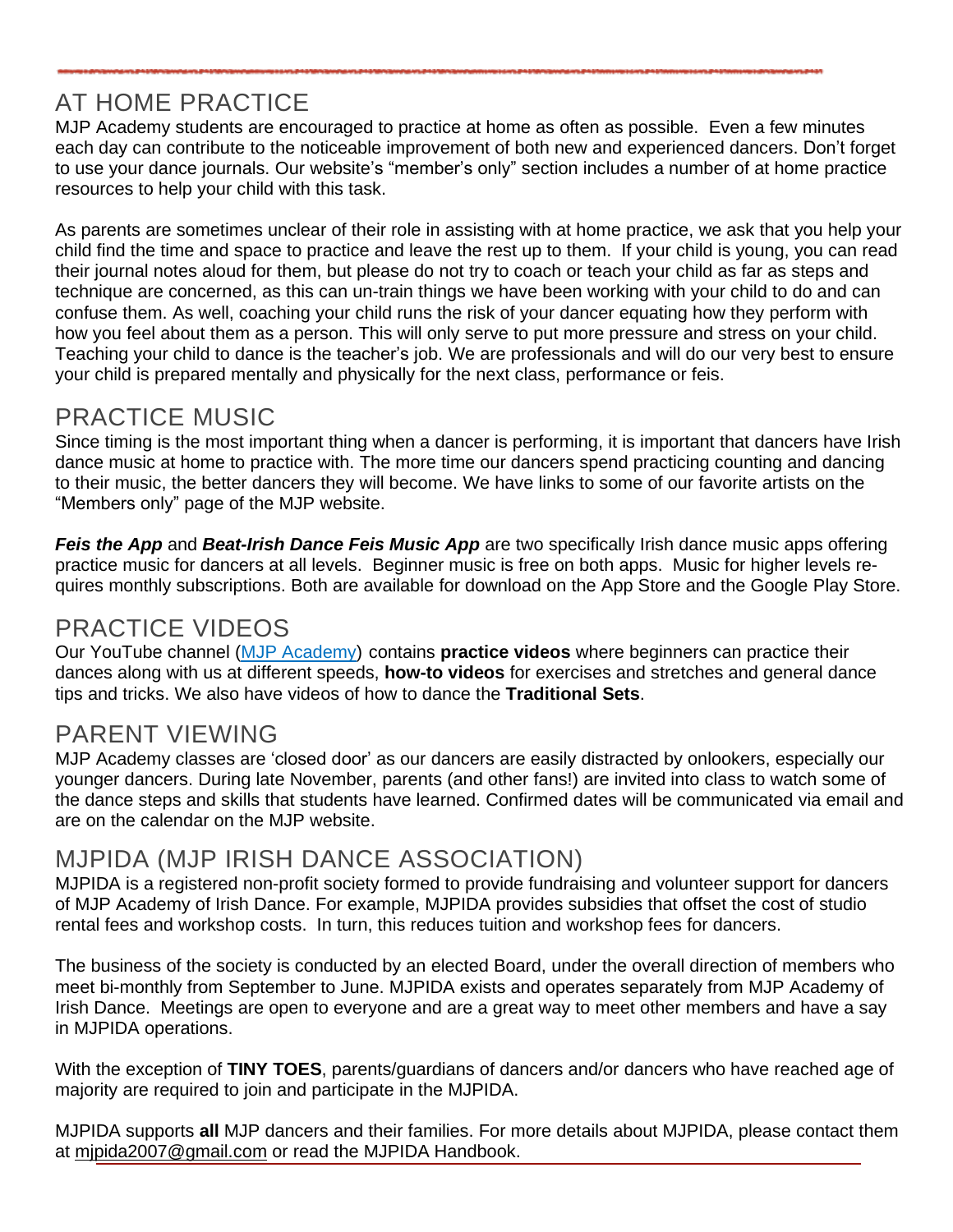## AT HOME PRACTICE

MJP Academy students are encouraged to practice at home as often as possible. Even a few minutes each day can contribute to the noticeable improvement of both new and experienced dancers. Don't forget to use your dance journals. Our website's "member's only" section includes a number of at home practice resources to help your child with this task.

As parents are sometimes unclear of their role in assisting with at home practice, we ask that you help your child find the time and space to practice and leave the rest up to them. If your child is young, you can read their journal notes aloud for them, but please do not try to coach or teach your child as far as steps and technique are concerned, as this can un-train things we have been working with your child to do and can confuse them. As well, coaching your child runs the risk of your dancer equating how they perform with how you feel about them as a person. This will only serve to put more pressure and stress on your child. Teaching your child to dance is the teacher's job. We are professionals and will do our very best to ensure your child is prepared mentally and physically for the next class, performance or feis.

## PRACTICE MUSIC

Since timing is the most important thing when a dancer is performing, it is important that dancers have Irish dance music at home to practice with. The more time our dancers spend practicing counting and dancing to their music, the better dancers they will become. We have links to some of our favorite artists on the "Members only" page of the MJP website.

***Feis the App*** and ***Beat-Irish Dance Feis Music App*** are two specifically Irish dance music apps offering practice music for dancers at all levels. Beginner music is free on both apps. Music for higher levels requires monthly subscriptions. Both are available for download on the App Store and the Google Play Store.

## PRACTICE VIDEOS

Our YouTube channel (MJP Academy) contains **practice videos** where beginners can practice their dances along with us at different speeds, **how-to videos** for exercises and stretches and general dance tips and tricks. We also have videos of how to dance the **Traditional Sets**.

## PARENT VIEWING

MJP Academy classes are 'closed door' as our dancers are easily distracted by onlookers, especially our younger dancers. During late November, parents (and other fans!) are invited into class to watch some of the dance steps and skills that students have learned. Confirmed dates will be communicated via email and are on the calendar on the MJP website.

## MJPIDA (MJP IRISH DANCE ASSOCIATION)

MJPIDA is a registered non-profit society formed to provide fundraising and volunteer support for dancers of MJP Academy of Irish Dance. For example, MJPIDA provides subsidies that offset the cost of studio rental fees and workshop costs. In turn, this reduces tuition and workshop fees for dancers.

The business of the society is conducted by an elected Board, under the overall direction of members who meet bi-monthly from September to June. MJPIDA exists and operates separately from MJP Academy of Irish Dance. Meetings are open to everyone and are a great way to meet other members and have a say in MJPIDA operations.

With the exception of **TINY TOES**, parents/guardians of dancers and/or dancers who have reached age of majority are required to join and participate in the MJPIDA.

MJPIDA supports **all** MJP dancers and their families. For more details about MJPIDA, please contact them at mjpida2007@gmail.com or read the MJPIDA Handbook.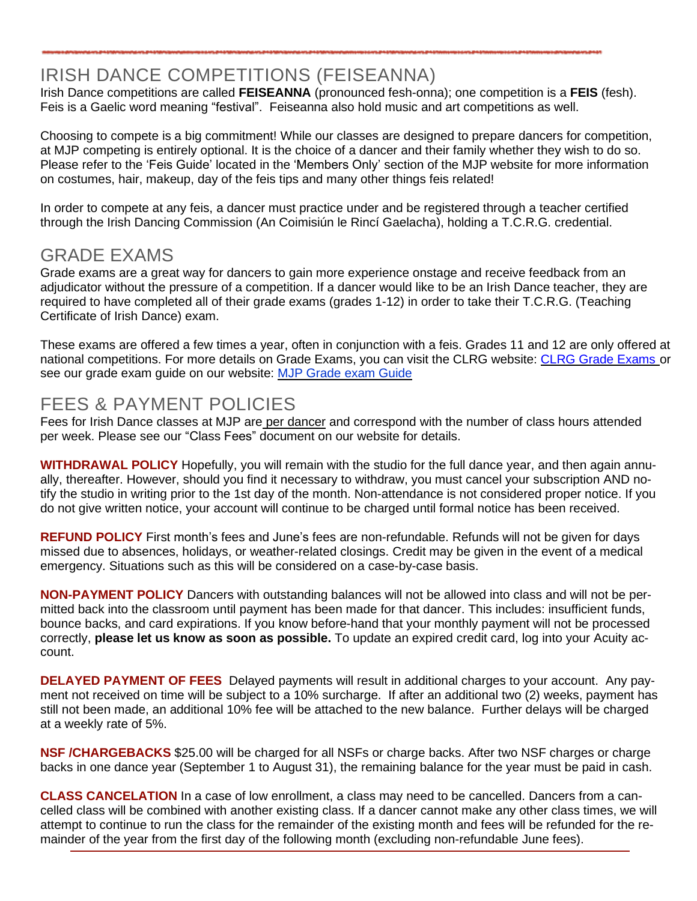## IRISH DANCE COMPETITIONS (FEISEANNA)

Irish Dance competitions are called **FEISEANNA** (pronounced fesh-onna); one competition is a **FEIS** (fesh). Feis is a Gaelic word meaning "festival". Feiseanna also hold music and art competitions as well.

Choosing to compete is a big commitment! While our classes are designed to prepare dancers for competition, at MJP competing is entirely optional. It is the choice of a dancer and their family whether they wish to do so. Please refer to the 'Feis Guide' located in the 'Members Only' section of the MJP website for more information on costumes, hair, makeup, day of the feis tips and many other things feis related!

In order to compete at any feis, a dancer must practice under and be registered through a teacher certified through the Irish Dancing Commission (An Coimisiún le Rincí Gaelacha), holding a T.C.R.G. credential.

## GRADE EXAMS

Grade exams are a great way for dancers to gain more experience onstage and receive feedback from an adjudicator without the pressure of a competition. If a dancer would like to be an Irish Dance teacher, they are required to have completed all of their grade exams (grades 1-12) in order to take their T.C.R.G. (Teaching Certificate of Irish Dance) exam.

These exams are offered a few times a year, often in conjunction with a feis. Grades 11 and 12 are only offered at national competitions. For more details on Grade Exams, you can visit the CLRG website: CLRG Grade Exams or see our grade exam guide on our website: MJP Grade exam Guide

## FEES & PAYMENT POLICIES

Fees for Irish Dance classes at MJP are per dancer and correspond with the number of class hours attended per week. Please see our "Class Fees" document on our website for details.

**WITHDRAWAL POLICY** Hopefully, you will remain with the studio for the full dance year, and then again annually, thereafter. However, should you find it necessary to withdraw, you must cancel your subscription AND notify the studio in writing prior to the 1st day of the month. Non-attendance is not considered proper notice. If you do not give written notice, your account will continue to be charged until formal notice has been received.

**REFUND POLICY** First month's fees and June's fees are non-refundable. Refunds will not be given for days missed due to absences, holidays, or weather-related closings. Credit may be given in the event of a medical emergency. Situations such as this will be considered on a case-by-case basis.

**NON-PAYMENT POLICY** Dancers with outstanding balances will not be allowed into class and will not be permitted back into the classroom until payment has been made for that dancer. This includes: insufficient funds, bounce backs, and card expirations. If you know before-hand that your monthly payment will not be processed correctly, **please let us know as soon as possible.** To update an expired credit card, log into your Acuity account.

**DELAYED PAYMENT OF FEES** Delayed payments will result in additional charges to your account. Any payment not received on time will be subject to a 10% surcharge. If after an additional two (2) weeks, payment has still not been made, an additional 10% fee will be attached to the new balance. Further delays will be charged at a weekly rate of 5%.

**NSF /CHARGEBACKS** $25.00 will be charged for all NSFs or charge backs. After two NSF charges or charge backs in one dance year (September 1 to August 31), the remaining balance for the year must be paid in cash.

**CLASS CANCELATION** In a case of low enrollment, a class may need to be cancelled. Dancers from a cancelled class will be combined with another existing class. If a dancer cannot make any other class times, we will attempt to continue to run the class for the remainder of the existing month and fees will be refunded for the remainder of the year from the first day of the following month (excluding non-refundable June fees).